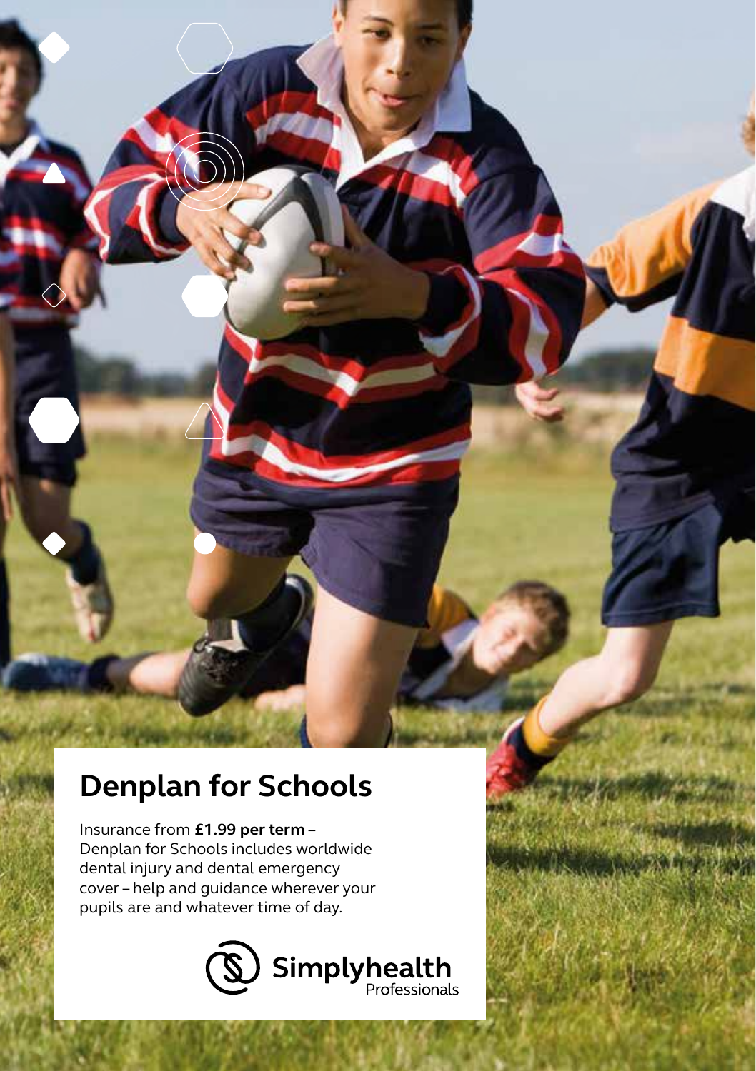# Denplan for Schools

Insurance from **£1.99 per term** – Denplan for Schools includes worldwide dental injury and dental emergency cover – help and guidance wherever your pupils are and whatever time of day.

Simplyhealth Professionals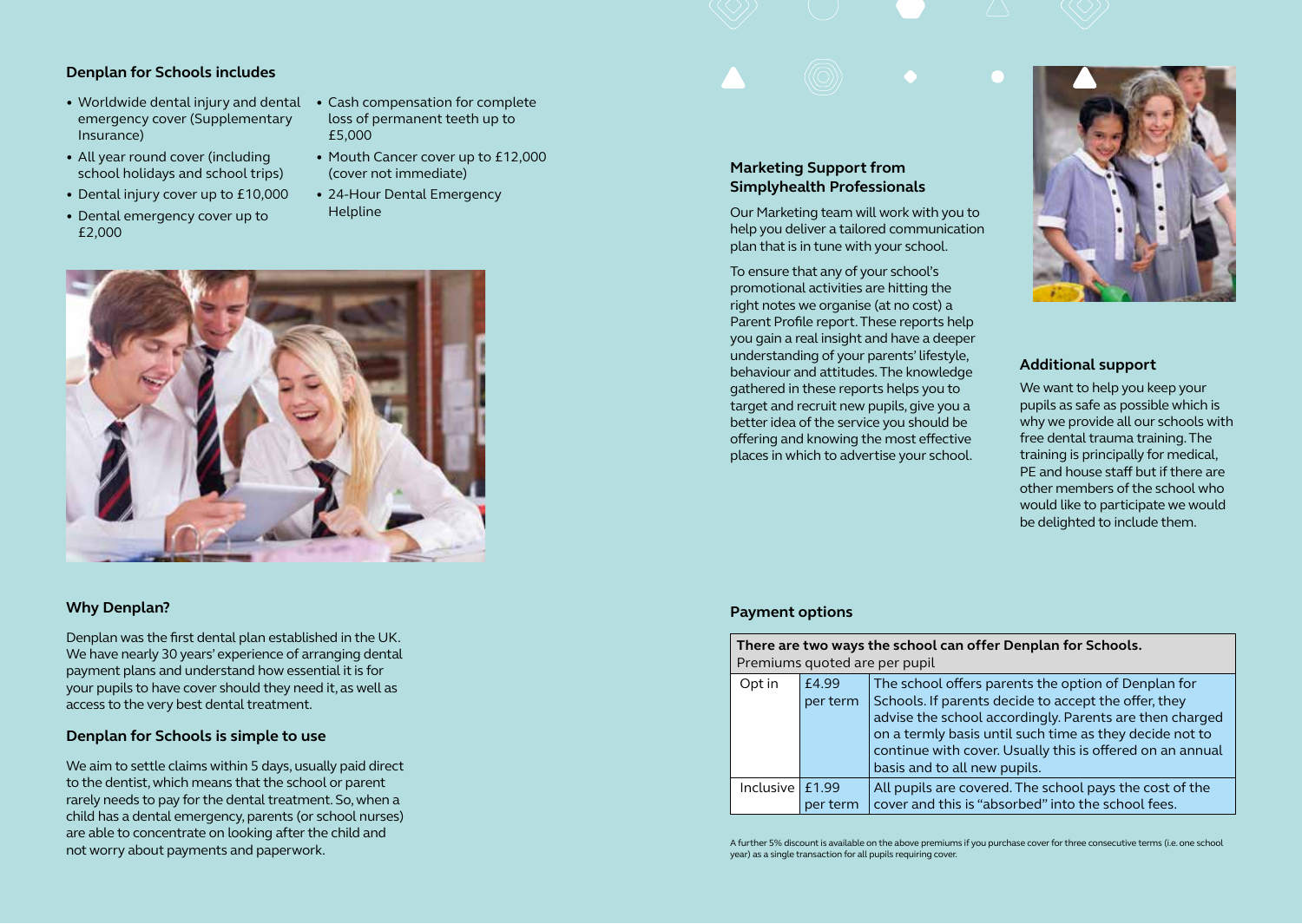## Denplan for Schools includes

- Worldwide dental injury and dental emergency cover (Supplementary Insurance)
- All year round cover (including school holidays and school trips)
- Dental injury cover up to £10,000
- Dental emergency cover up to £2,000
- Cash compensation for complete loss of permanent teeth up to £5,000
- Mouth Cancer cover up to £12,000 (cover not immediate)
- 24-Hour Dental Emergency Helpline

## Why Denplan?

Denplan was the first dental plan established in the UK. We have nearly 30 years' experience of arranging dental payment plans and understand how essential it is for your pupils to have cover should they need it, as well as access to the very best dental treatment.

## Denplan for Schools is simple to use

We aim to settle claims within 5 days, usually paid direct to the dentist, which means that the school or parent rarely needs to pay for the dental treatment. So, when a child has a dental emergency, parents (or school nurses) are able to concentrate on looking after the child and not worry about payments and paperwork.

## Marketing Support from Simplyhealth Professionals

Our Marketing team will work with you to help you deliver a tailored communication plan that is in tune with your school.

To ensure that any of your school's promotional activities are hitting the right notes we organise (at no cost) a Parent Profile report. These reports help you gain a real insight and have a deeper understanding of your parents' lifestyle, behaviour and attitudes. The knowledge gathered in these reports helps you to target and recruit new pupils, give you a better idea of the service you should be offering and knowing the most effective places in which to advertise your school.

## Additional support

We want to help you keep your pupils as safe as possible which is why we provide all our schools with free dental trauma training. The training is principally for medical, PE and house staff but if there are other members of the school who would like to participate we would be delighted to include them.

## Payment options

| **There are two ways the school can offer Denplan for Schools.** Premiums quoted are per pupil | | |
|---|---|---|
| Opt in | £4.99 per term | The school offers parents the option of Denplan for Schools. If parents decide to accept the offer, they advise the school accordingly. Parents are then charged on a termly basis until such time as they decide not to continue with cover. Usually this is offered on an annual basis and to all new pupils. |
| Inclusive | £1.99 per term | All pupils are covered. The school pays the cost of the cover and this is "absorbed" into the school fees. |

A further 5% discount is available on the above premiums if you purchase cover for three consecutive terms (i.e. one school year) as a single transaction for all pupils requiring cover.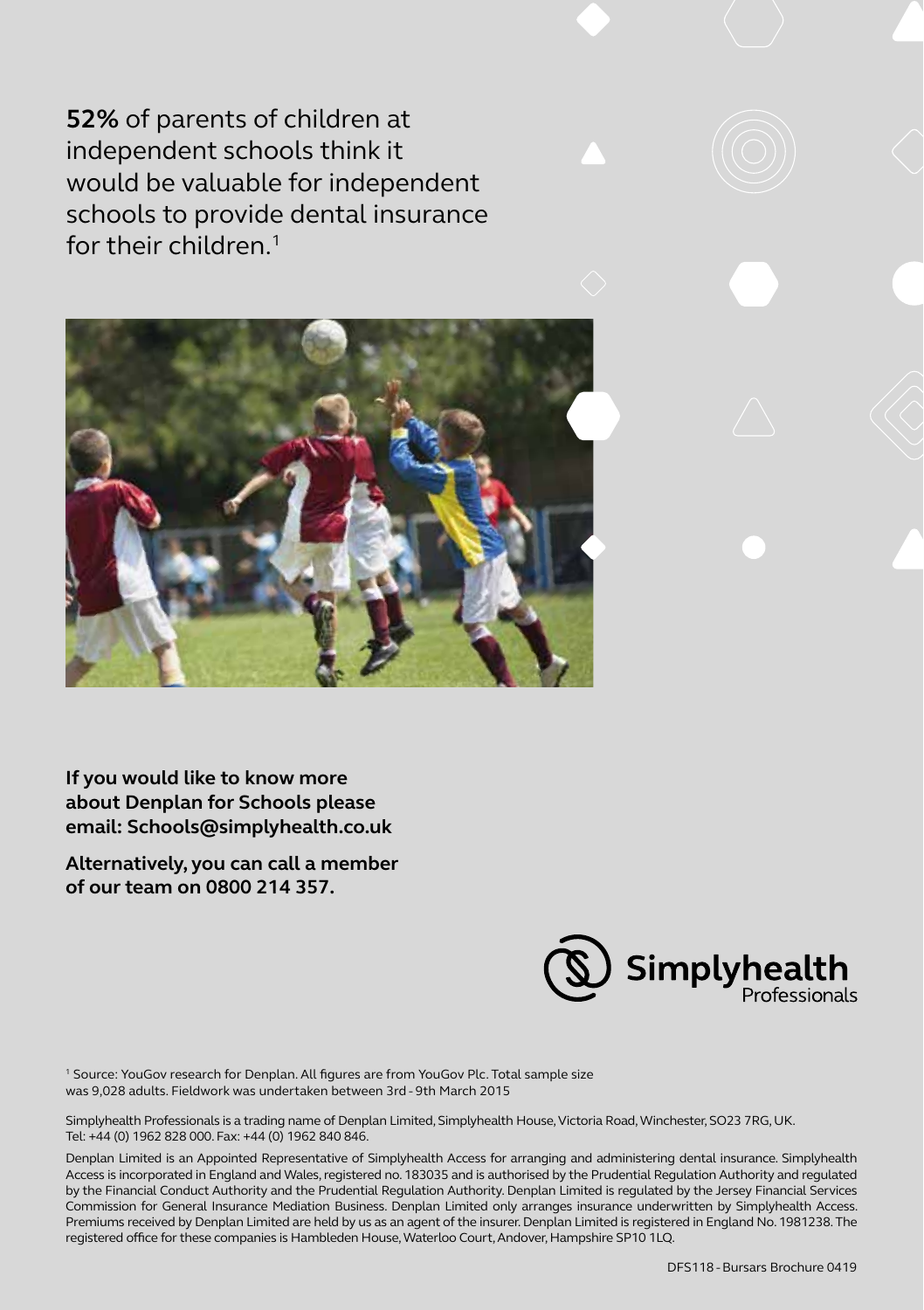**52%** of parents of children at independent schools think it would be valuable for independent schools to provide dental insurance for their children.[1]

**If you would like to know more about Denplan for Schools please email: Schools@simplyhealth.co.uk**

**Alternatively, you can call a member of our team on 0800 214 357.**

Simplyhealth Professionals

[1] Source: YouGov research for Denplan. All figures are from YouGov Plc. Total sample size was 9,028 adults. Fieldwork was undertaken between 3rd - 9th March 2015

Simplyhealth Professionals is a trading name of Denplan Limited, Simplyhealth House, Victoria Road, Winchester, SO23 7RG, UK. Tel: +44 (0) 1962 828 000. Fax: +44 (0) 1962 840 846.

Denplan Limited is an Appointed Representative of Simplyhealth Access for arranging and administering dental insurance. Simplyhealth Access is incorporated in England and Wales, registered no. 183035 and is authorised by the Prudential Regulation Authority and regulated by the Financial Conduct Authority and the Prudential Regulation Authority. Denplan Limited is regulated by the Jersey Financial Services Commission for General Insurance Mediation Business. Denplan Limited only arranges insurance underwritten by Simplyhealth Access. Premiums received by Denplan Limited are held by us as an agent of the insurer. Denplan Limited is registered in England No. 1981238. The registered office for these companies is Hambleden House, Waterloo Court, Andover, Hampshire SP10 1LQ.

DFS118 - Bursars Brochure 0419